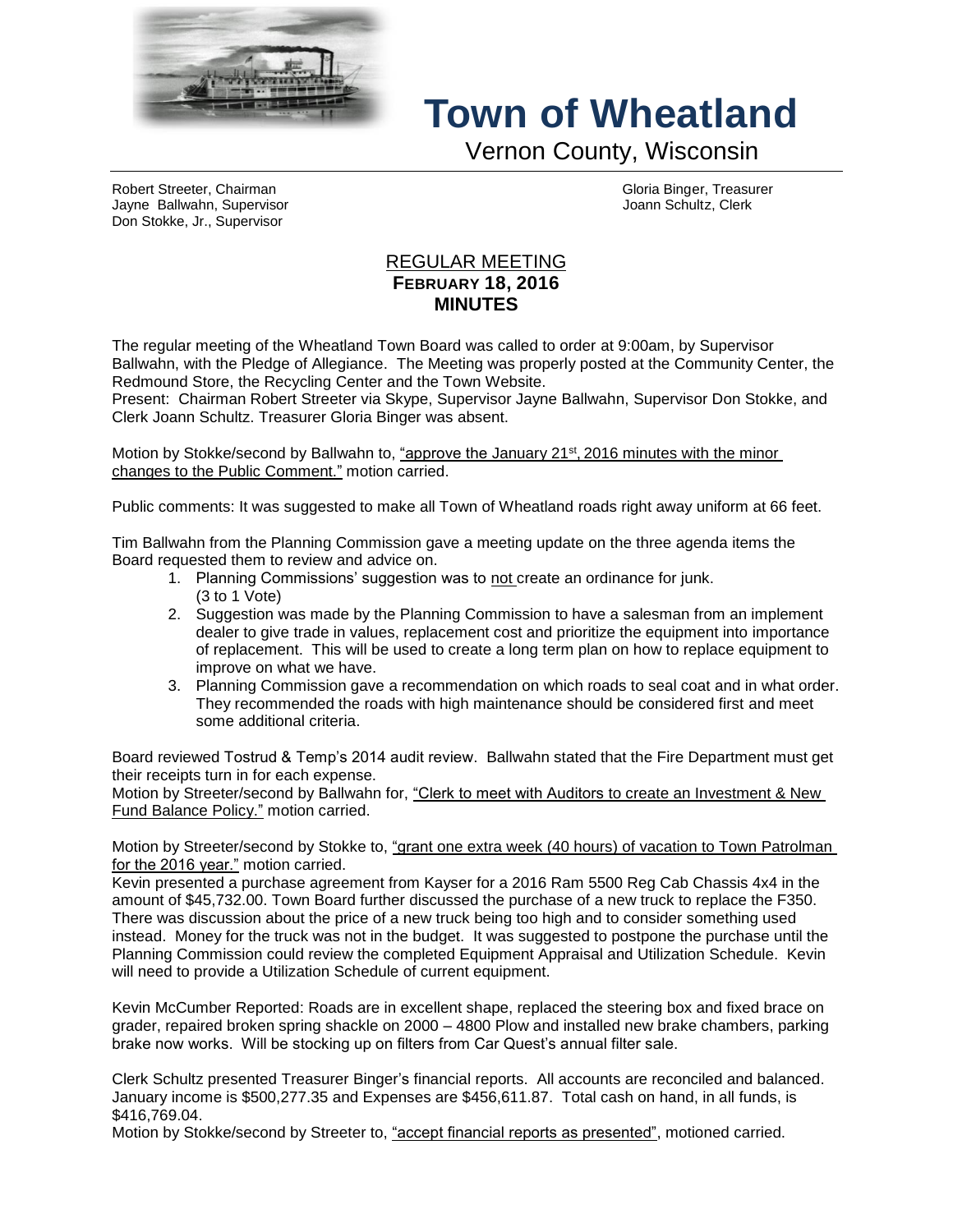# Town of Wheatland

Vernon County, Wisconsin

Robert Streeter, Chairman
Jayne Ballwahn, Supervisor
Don Stokke, Jr., Supervisor

Gloria Binger, Treasurer
Joann Schultz, Clerk

## REGULAR MEETING
## FEBRUARY 18, 2016
## MINUTES

The regular meeting of the Wheatland Town Board was called to order at 9:00am, by Supervisor Ballwahn, with the Pledge of Allegiance. The Meeting was properly posted at the Community Center, the Redmound Store, the Recycling Center and the Town Website.
Present: Chairman Robert Streeter via Skype, Supervisor Jayne Ballwahn, Supervisor Don Stokke, and Clerk Joann Schultz. Treasurer Gloria Binger was absent.

Motion by Stokke/second by Ballwahn to, "approve the January 21st, 2016 minutes with the minor changes to the Public Comment." motion carried.

Public comments: It was suggested to make all Town of Wheatland roads right away uniform at 66 feet.

Tim Ballwahn from the Planning Commission gave a meeting update on the three agenda items the Board requested them to review and advice on.

1. Planning Commissions' suggestion was to not create an ordinance for junk. (3 to 1 Vote)
2. Suggestion was made by the Planning Commission to have a salesman from an implement dealer to give trade in values, replacement cost and prioritize the equipment into importance of replacement. This will be used to create a long term plan on how to replace equipment to improve on what we have.
3. Planning Commission gave a recommendation on which roads to seal coat and in what order. They recommended the roads with high maintenance should be considered first and meet some additional criteria.

Board reviewed Tostrud & Temp's 2014 audit review. Ballwahn stated that the Fire Department must get their receipts turn in for each expense.
Motion by Streeter/second by Ballwahn for, "Clerk to meet with Auditors to create an Investment & New Fund Balance Policy." motion carried.

Motion by Streeter/second by Stokke to, "grant one extra week (40 hours) of vacation to Town Patrolman for the 2016 year." motion carried.
Kevin presented a purchase agreement from Kayser for a 2016 Ram 5500 Reg Cab Chassis 4x4 in the amount of $45,732.00. Town Board further discussed the purchase of a new truck to replace the F350. There was discussion about the price of a new truck being too high and to consider something used instead. Money for the truck was not in the budget. It was suggested to postpone the purchase until the Planning Commission could review the completed Equipment Appraisal and Utilization Schedule. Kevin will need to provide a Utilization Schedule of current equipment.

Kevin McCumber Reported: Roads are in excellent shape, replaced the steering box and fixed brace on grader, repaired broken spring shackle on 2000 – 4800 Plow and installed new brake chambers, parking brake now works. Will be stocking up on filters from Car Quest's annual filter sale.

Clerk Schultz presented Treasurer Binger's financial reports. All accounts are reconciled and balanced. January income is $500,277.35 and Expenses are $456,611.87. Total cash on hand, in all funds, is $416,769.04.
Motion by Stokke/second by Streeter to, "accept financial reports as presented", motioned carried.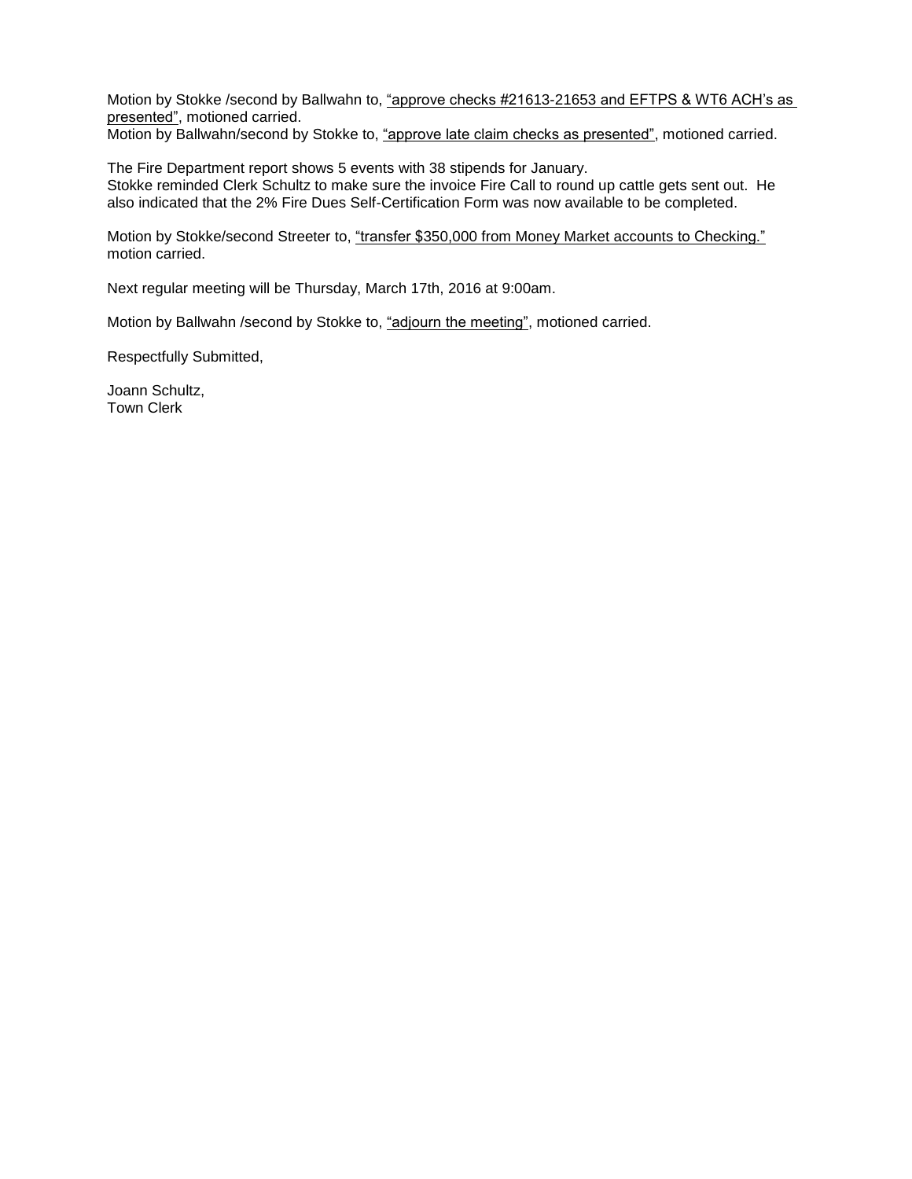Motion by Stokke /second by Ballwahn to, "approve checks #21613-21653 and EFTPS & WT6 ACH's as presented", motioned carried.
Motion by Ballwahn/second by Stokke to, "approve late claim checks as presented", motioned carried.

The Fire Department report shows 5 events with 38 stipends for January.
Stokke reminded Clerk Schultz to make sure the invoice Fire Call to round up cattle gets sent out. He also indicated that the 2% Fire Dues Self-Certification Form was now available to be completed.

Motion by Stokke/second Streeter to, "transfer $350,000 from Money Market accounts to Checking." motion carried.

Next regular meeting will be Thursday, March 17th, 2016 at 9:00am.

Motion by Ballwahn /second by Stokke to, "adjourn the meeting", motioned carried.

Respectfully Submitted,

Joann Schultz,
Town Clerk